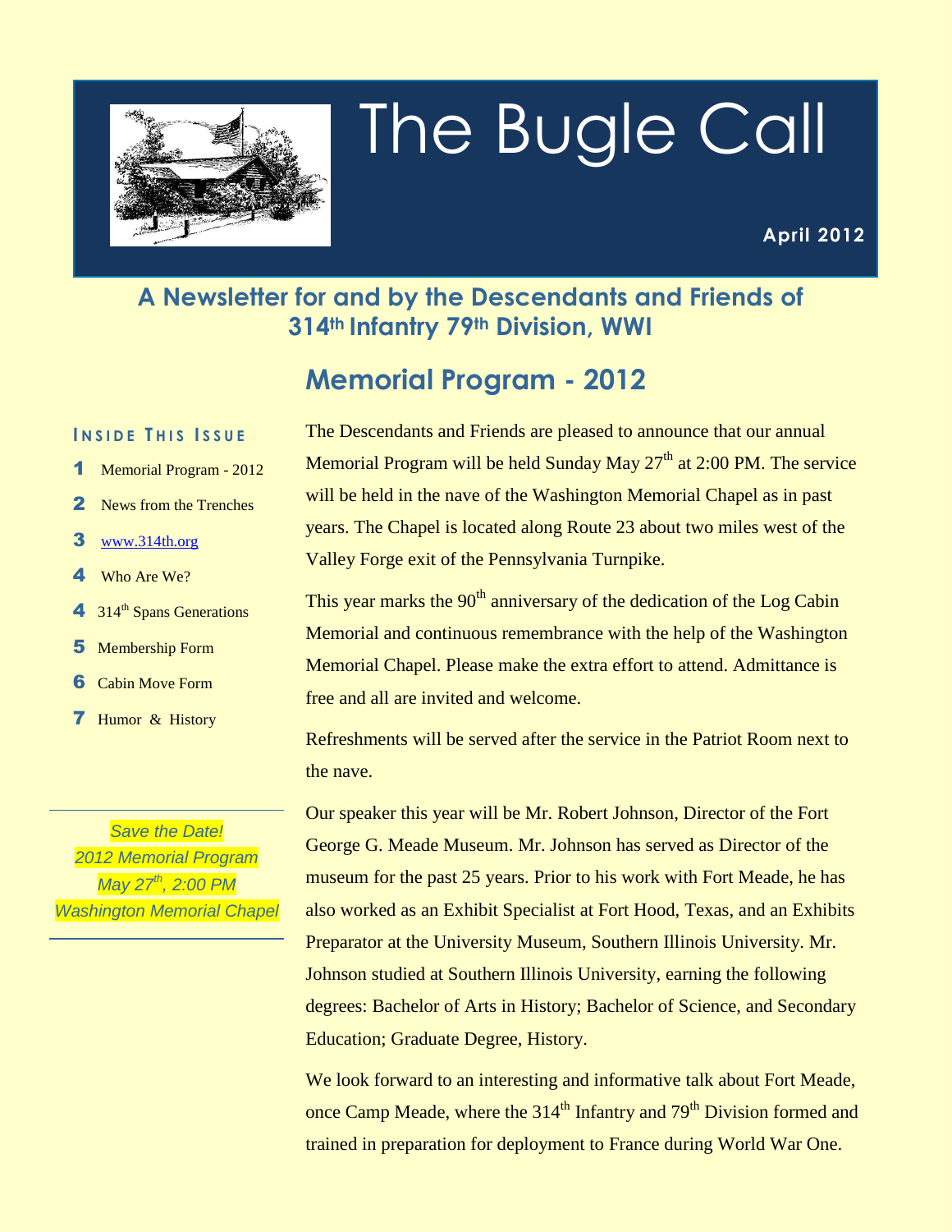# The Bugle Call

**April 2012**

### A Newsletter for and by the Descendants and Friends of 314th Infantry 79th Division, WWI

**Inside This Issue**

1. Memorial Program - 2012
2. News from the Trenches
3. www.314th.org
4. Who Are We?
4. 314th Spans Generations
5. Membership Form
6. Cabin Move Form
7. Humor & History

*Save the Date!*
*2012 Memorial Program*
*May 27th, 2:00 PM*
*Washington Memorial Chapel*

## Memorial Program - 2012

The Descendants and Friends are pleased to announce that our annual Memorial Program will be held Sunday May 27th at 2:00 PM. The service will be held in the nave of the Washington Memorial Chapel as in past years. The Chapel is located along Route 23 about two miles west of the Valley Forge exit of the Pennsylvania Turnpike.

This year marks the 90th anniversary of the dedication of the Log Cabin Memorial and continuous remembrance with the help of the Washington Memorial Chapel. Please make the extra effort to attend. Admittance is free and all are invited and welcome.

Refreshments will be served after the service in the Patriot Room next to the nave.

Our speaker this year will be Mr. Robert Johnson, Director of the Fort George G. Meade Museum. Mr. Johnson has served as Director of the museum for the past 25 years. Prior to his work with Fort Meade, he has also worked as an Exhibit Specialist at Fort Hood, Texas, and an Exhibits Preparator at the University Museum, Southern Illinois University. Mr. Johnson studied at Southern Illinois University, earning the following degrees: Bachelor of Arts in History; Bachelor of Science, and Secondary Education; Graduate Degree, History.

We look forward to an interesting and informative talk about Fort Meade, once Camp Meade, where the 314th Infantry and 79th Division formed and trained in preparation for deployment to France during World War One.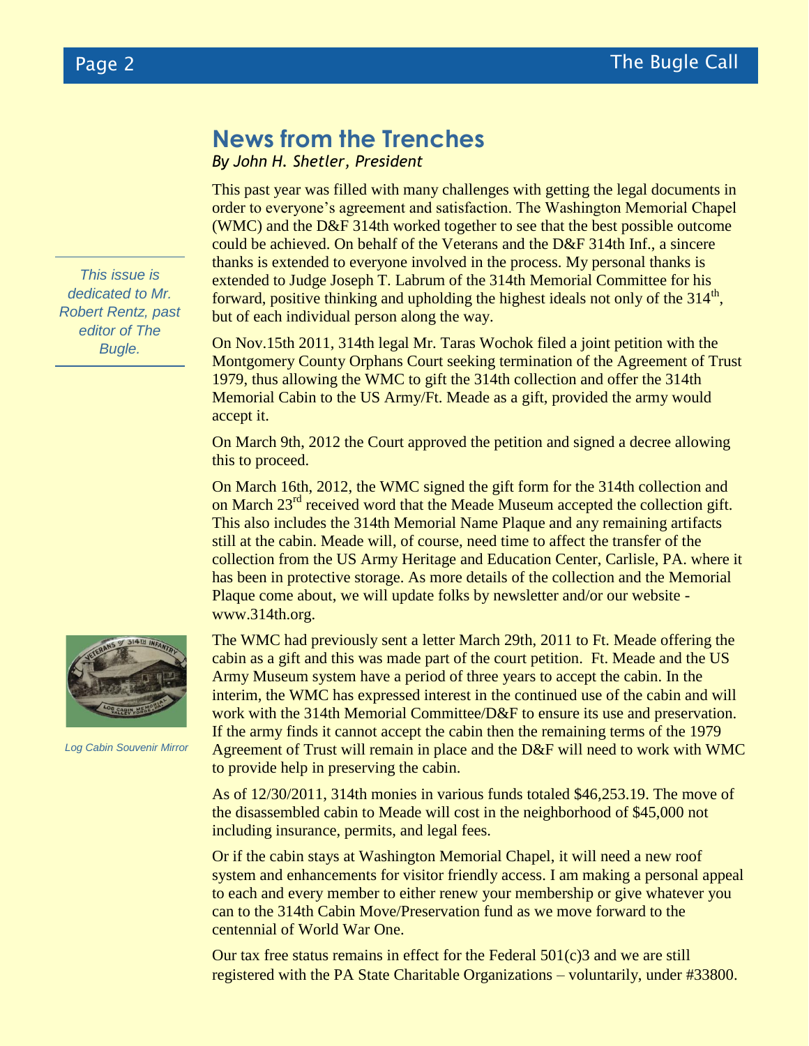## News from the Trenches

*By John H. Shetler, President*

*This issue is dedicated to Mr. Robert Rentz, past editor of The Bugle.*

This past year was filled with many challenges with getting the legal documents in order to everyone's agreement and satisfaction. The Washington Memorial Chapel (WMC) and the D&F 314th worked together to see that the best possible outcome could be achieved. On behalf of the Veterans and the D&F 314th Inf., a sincere thanks is extended to everyone involved in the process. My personal thanks is extended to Judge Joseph T. Labrum of the 314th Memorial Committee for his forward, positive thinking and upholding the highest ideals not only of the 314th, but of each individual person along the way.

On Nov.15th 2011, 314th legal Mr. Taras Wochok filed a joint petition with the Montgomery County Orphans Court seeking termination of the Agreement of Trust 1979, thus allowing the WMC to gift the 314th collection and offer the 314th Memorial Cabin to the US Army/Ft. Meade as a gift, provided the army would accept it.

On March 9th, 2012 the Court approved the petition and signed a decree allowing this to proceed.

On March 16th, 2012, the WMC signed the gift form for the 314th collection and on March 23rd received word that the Meade Museum accepted the collection gift. This also includes the 314th Memorial Name Plaque and any remaining artifacts still at the cabin. Meade will, of course, need time to affect the transfer of the collection from the US Army Heritage and Education Center, Carlisle, PA. where it has been in protective storage. As more details of the collection and the Memorial Plaque come about, we will update folks by newsletter and/or our website - www.314th.org.

*Log Cabin Souvenir Mirror*

The WMC had previously sent a letter March 29th, 2011 to Ft. Meade offering the cabin as a gift and this was made part of the court petition. Ft. Meade and the US Army Museum system have a period of three years to accept the cabin. In the interim, the WMC has expressed interest in the continued use of the cabin and will work with the 314th Memorial Committee/D&F to ensure its use and preservation. If the army finds it cannot accept the cabin then the remaining terms of the 1979 Agreement of Trust will remain in place and the D&F will need to work with WMC to provide help in preserving the cabin.

As of 12/30/2011, 314th monies in various funds totaled $46,253.19. The move of the disassembled cabin to Meade will cost in the neighborhood of $45,000 not including insurance, permits, and legal fees.

Or if the cabin stays at Washington Memorial Chapel, it will need a new roof system and enhancements for visitor friendly access. I am making a personal appeal to each and every member to either renew your membership or give whatever you can to the 314th Cabin Move/Preservation fund as we move forward to the centennial of World War One.

Our tax free status remains in effect for the Federal 501(c)3 and we are still registered with the PA State Charitable Organizations – voluntarily, under #33800.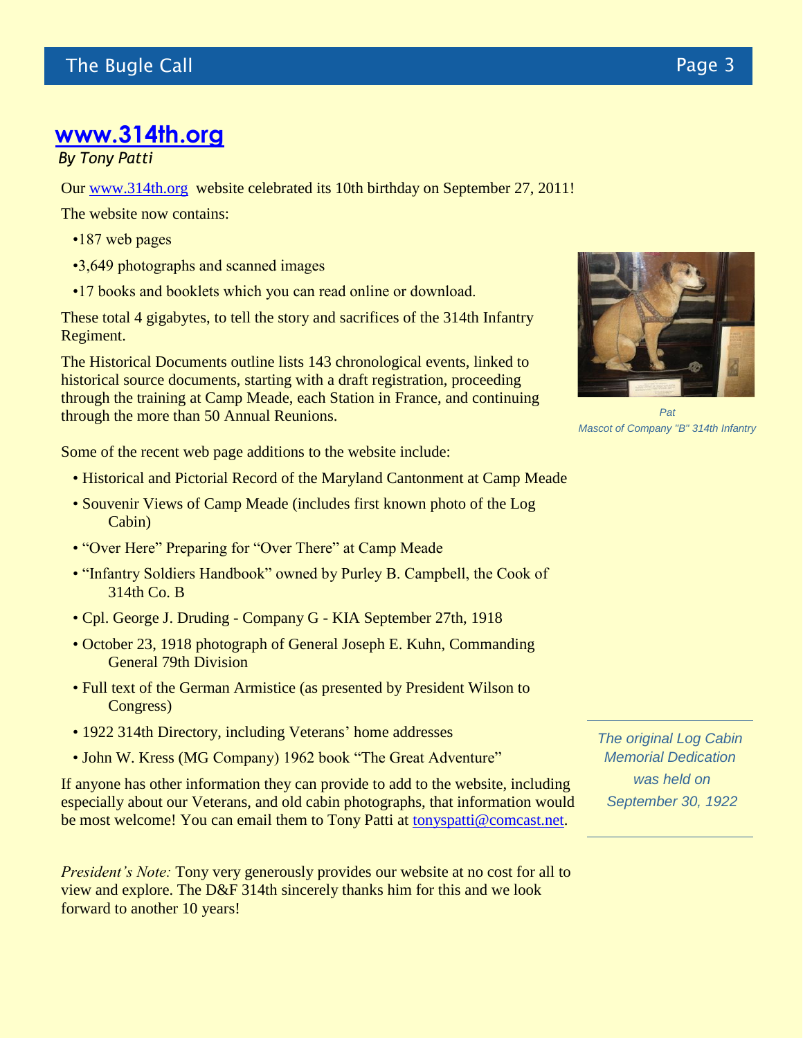## www.314th.org

*By Tony Patti*

Our www.314th.org website celebrated its 10th birthday on September 27, 2011!

The website now contains:

- 187 web pages
- 3,649 photographs and scanned images
- 17 books and booklets which you can read online or download.

These total 4 gigabytes, to tell the story and sacrifices of the 314th Infantry Regiment.

The Historical Documents outline lists 143 chronological events, linked to historical source documents, starting with a draft registration, proceeding through the training at Camp Meade, each Station in France, and continuing through the more than 50 Annual Reunions.

*Pat*
*Mascot of Company "B" 314th Infantry*

Some of the recent web page additions to the website include:

- Historical and Pictorial Record of the Maryland Cantonment at Camp Meade
- Souvenir Views of Camp Meade (includes first known photo of the Log Cabin)
- "Over Here" Preparing for "Over There" at Camp Meade
- "Infantry Soldiers Handbook" owned by Purley B. Campbell, the Cook of 314th Co. B
- Cpl. George J. Druding - Company G - KIA September 27th, 1918
- October 23, 1918 photograph of General Joseph E. Kuhn, Commanding General 79th Division
- Full text of the German Armistice (as presented by President Wilson to Congress)
- 1922 314th Directory, including Veterans' home addresses
- John W. Kress (MG Company) 1962 book "The Great Adventure"

If anyone has other information they can provide to add to the website, including especially about our Veterans, and old cabin photographs, that information would be most welcome! You can email them to Tony Patti at tonyspatti@comcast.net.

*President's Note:* Tony very generously provides our website at no cost for all to view and explore. The D&F 314th sincerely thanks him for this and we look forward to another 10 years!

*The original Log Cabin Memorial Dedication was held on September 30, 1922*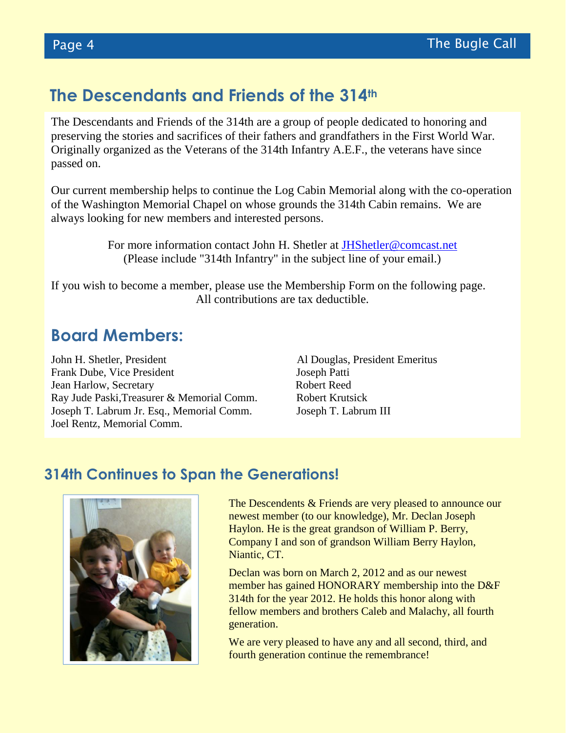## The Descendants and Friends of the 314th

The Descendants and Friends of the 314th are a group of people dedicated to honoring and preserving the stories and sacrifices of their fathers and grandfathers in the First World War. Originally organized as the Veterans of the 314th Infantry A.E.F., the veterans have since passed on.

Our current membership helps to continue the Log Cabin Memorial along with the co-operation of the Washington Memorial Chapel on whose grounds the 314th Cabin remains. We are always looking for new members and interested persons.

For more information contact John H. Shetler at JHShetler@comcast.net
(Please include "314th Infantry" in the subject line of your email.)

If you wish to become a member, please use the Membership Form on the following page.
All contributions are tax deductible.

## Board Members:

John H. Shetler, President
Frank Dube, Vice President
Jean Harlow, Secretary
Ray Jude Paski,Treasurer & Memorial Comm.
Joseph T. Labrum Jr. Esq., Memorial Comm.
Joel Rentz, Memorial Comm.

Al Douglas, President Emeritus
Joseph Patti
Robert Reed
Robert Krutsick
Joseph T. Labrum III

## 314th Continues to Span the Generations!

The Descendents & Friends are very pleased to announce our newest member (to our knowledge), Mr. Declan Joseph Haylon. He is the great grandson of William P. Berry, Company I and son of grandson William Berry Haylon, Niantic, CT.

Declan was born on March 2, 2012 and as our newest member has gained HONORARY membership into the D&F 314th for the year 2012. He holds this honor along with fellow members and brothers Caleb and Malachy, all fourth generation.

We are very pleased to have any and all second, third, and fourth generation continue the remembrance!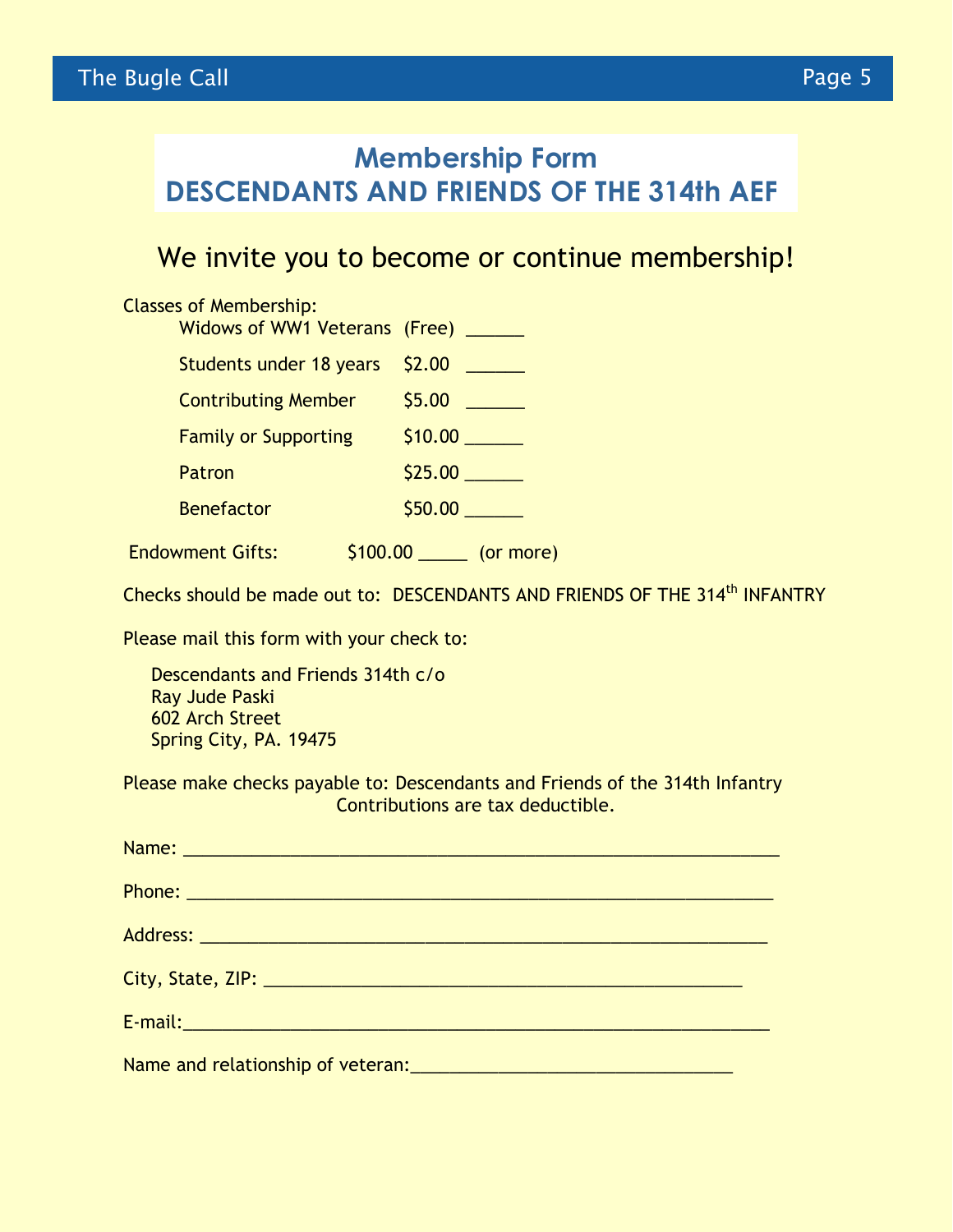# Membership Form
# DESCENDANTS AND FRIENDS OF THE 314th AEF

## We invite you to become or continue membership!

Classes of Membership:

| | | |
|---|---|---|
| Widows of WW1 Veterans | (Free) | ______ |
| Students under 18 years | $2.00 | ______ |
| Contributing Member | $5.00 | ______ |
| Family or Supporting | $10.00 | ______ |
| Patron | $25.00 | ______ |
| Benefactor | $50.00 | ______ |

Endowment Gifts: $100.00 _____ (or more)

Checks should be made out to: DESCENDANTS AND FRIENDS OF THE 314th INFANTRY

Please mail this form with your check to:

Descendants and Friends 314th c/o
Ray Jude Paski
602 Arch Street
Spring City, PA. 19475

Please make checks payable to: Descendants and Friends of the 314th Infantry
Contributions are tax deductible.

Name: ____________________________________________________________

Phone: ___________________________________________________________

Address: _________________________________________________________

City, State, ZIP: _________________________________________________

E-mail:___________________________________________________________

Name and relationship of veteran:_________________________________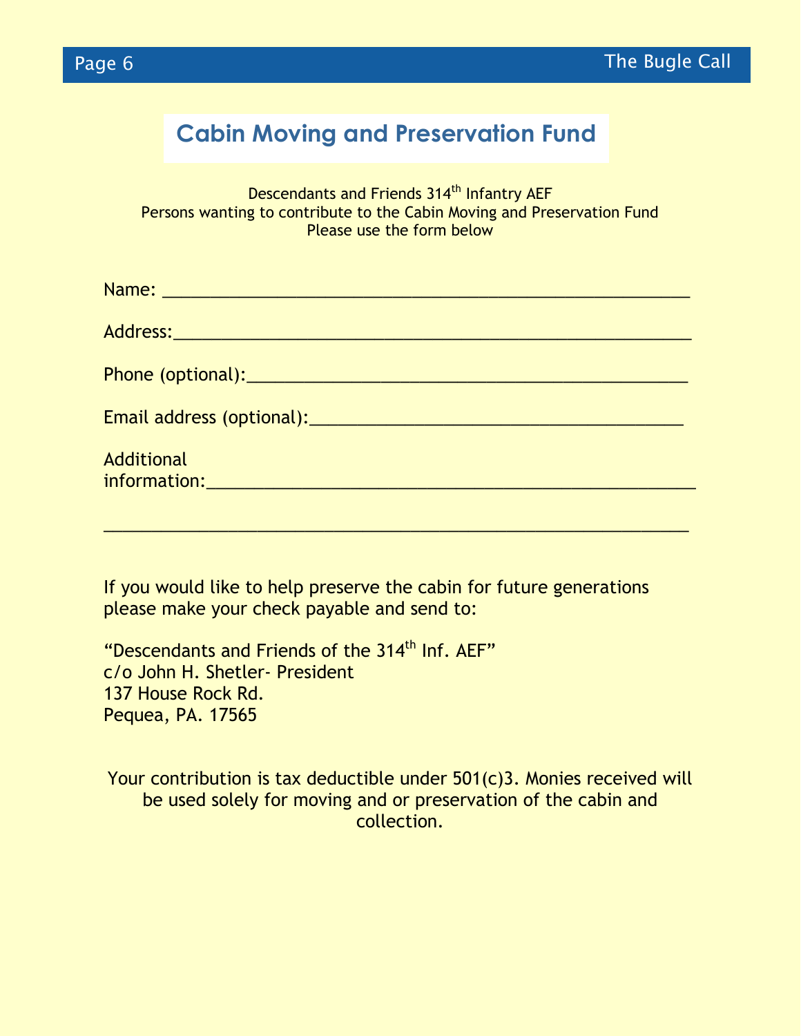## Cabin Moving and Preservation Fund

Descendants and Friends 314th Infantry AEF
Persons wanting to contribute to the Cabin Moving and Preservation Fund
Please use the form below

Name: ______________________________________________________

Address:_____________________________________________________

Phone (optional):_______________________________________________

Email address (optional):_________________________________________

Additional information:___________________________________________

____________________________________________________________

If you would like to help preserve the cabin for future generations please make your check payable and send to:

"Descendants and Friends of the 314th Inf. AEF"
c/o John H. Shetler- President
137 House Rock Rd.
Pequea, PA. 17565

Your contribution is tax deductible under 501(c)3. Monies received will be used solely for moving and or preservation of the cabin and collection.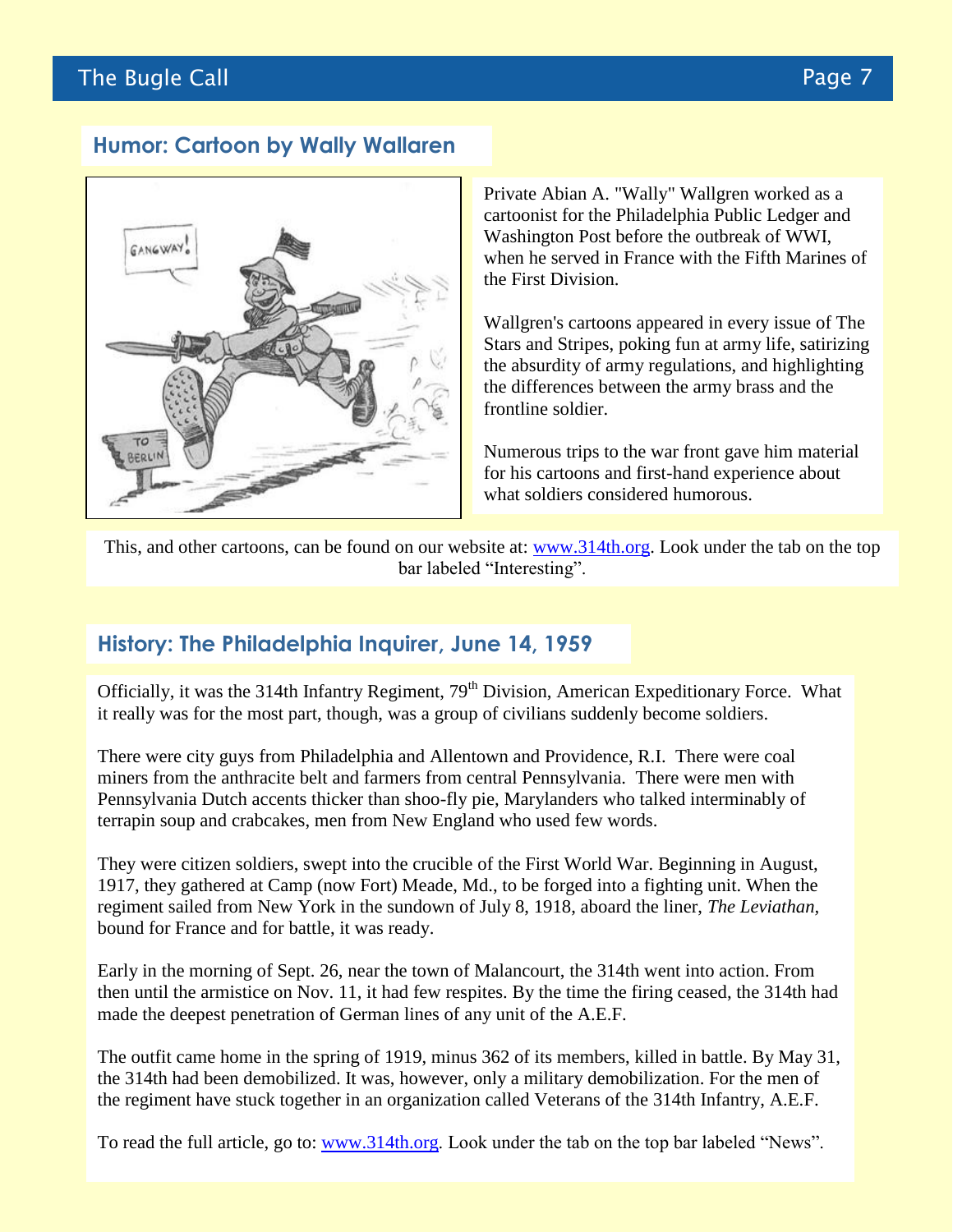## Humor: Cartoon by Wally Wallaren

Private Abian A. "Wally" Wallgren worked as a cartoonist for the Philadelphia Public Ledger and Washington Post before the outbreak of WWI, when he served in France with the Fifth Marines of the First Division.

Wallgren's cartoons appeared in every issue of The Stars and Stripes, poking fun at army life, satirizing the absurdity of army regulations, and highlighting the differences between the army brass and the frontline soldier.

Numerous trips to the war front gave him material for his cartoons and first-hand experience about what soldiers considered humorous.

This, and other cartoons, can be found on our website at: [www.314th.org](http://www.314th.org). Look under the tab on the top bar labeled "Interesting".

## History: The Philadelphia Inquirer, June 14, 1959

Officially, it was the 314th Infantry Regiment, 79th Division, American Expeditionary Force. What it really was for the most part, though, was a group of civilians suddenly become soldiers.

There were city guys from Philadelphia and Allentown and Providence, R.I. There were coal miners from the anthracite belt and farmers from central Pennsylvania. There were men with Pennsylvania Dutch accents thicker than shoo-fly pie, Marylanders who talked interminably of terrapin soup and crabcakes, men from New England who used few words.

They were citizen soldiers, swept into the crucible of the First World War. Beginning in August, 1917, they gathered at Camp (now Fort) Meade, Md., to be forged into a fighting unit. When the regiment sailed from New York in the sundown of July 8, 1918, aboard the liner, *The Leviathan*, bound for France and for battle, it was ready.

Early in the morning of Sept. 26, near the town of Malancourt, the 314th went into action. From then until the armistice on Nov. 11, it had few respites. By the time the firing ceased, the 314th had made the deepest penetration of German lines of any unit of the A.E.F.

The outfit came home in the spring of 1919, minus 362 of its members, killed in battle. By May 31, the 314th had been demobilized. It was, however, only a military demobilization. For the men of the regiment have stuck together in an organization called Veterans of the 314th Infantry, A.E.F.

To read the full article, go to: [www.314th.org](http://www.314th.org). Look under the tab on the top bar labeled "News".